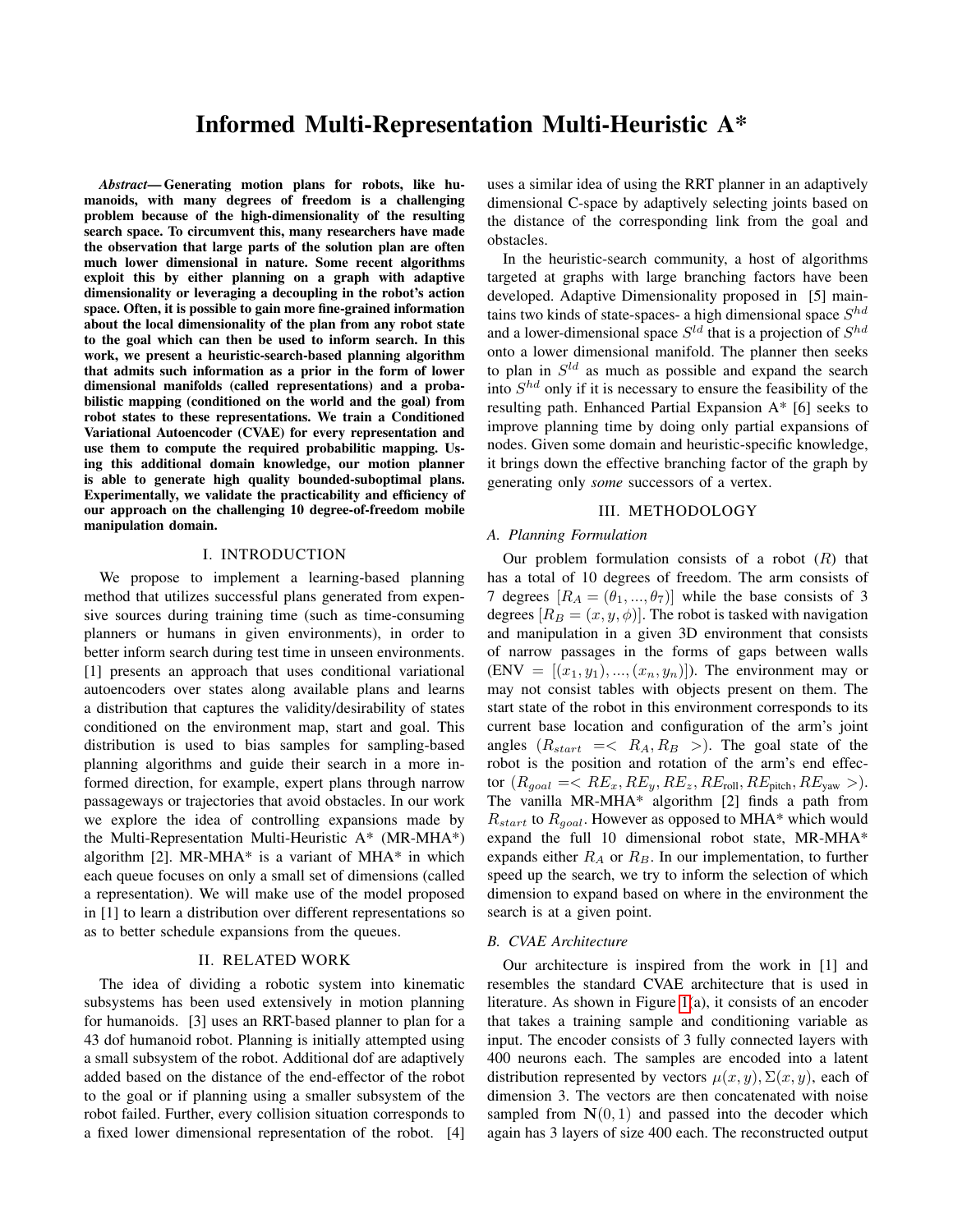# Informed Multi-Representation Multi-Heuristic A*

***Abstract*— Generating motion plans for robots, like humanoids, with many degrees of freedom is a challenging problem because of the high-dimensionality of the resulting search space. To circumvent this, many researchers have made the observation that large parts of the solution plan are often much lower dimensional in nature. Some recent algorithms exploit this by either planning on a graph with adaptive dimensionality or leveraging a decoupling in the robot's action space. Often, it is possible to gain more fine-grained information about the local dimensionality of the plan from any robot state to the goal which can then be used to inform search. In this work, we present a heuristic-search-based planning algorithm that admits such information as a prior in the form of lower dimensional manifolds (called representations) and a probabilistic mapping (conditioned on the world and the goal) from robot states to these representations. We train a Conditioned Variational Autoencoder (CVAE) for every representation and use them to compute the required probabilitic mapping. Using this additional domain knowledge, our motion planner is able to generate high quality bounded-suboptimal plans. Experimentally, we validate the practicability and efficiency of our approach on the challenging 10 degree-of-freedom mobile manipulation domain.**

## I. INTRODUCTION

We propose to implement a learning-based planning method that utilizes successful plans generated from expensive sources during training time (such as time-consuming planners or humans in given environments), in order to better inform search during test time in unseen environments. [1] presents an approach that uses conditional variational autoencoders over states along available plans and learns a distribution that captures the validity/desirability of states conditioned on the environment map, start and goal. This distribution is used to bias samples for sampling-based planning algorithms and guide their search in a more informed direction, for example, expert plans through narrow passageways or trajectories that avoid obstacles. In our work we explore the idea of controlling expansions made by the Multi-Representation Multi-Heuristic A* (MR-MHA*) algorithm [2]. MR-MHA* is a variant of MHA* in which each queue focuses on only a small set of dimensions (called a representation). We will make use of the model proposed in [1] to learn a distribution over different representations so as to better schedule expansions from the queues.

## II. RELATED WORK

The idea of dividing a robotic system into kinematic subsystems has been used extensively in motion planning for humanoids. [3] uses an RRT-based planner to plan for a 43 dof humanoid robot. Planning is initially attempted using a small subsystem of the robot. Additional dof are adaptively added based on the distance of the end-effector of the robot to the goal or if planning using a smaller subsystem of the robot failed. Further, every collision situation corresponds to a fixed lower dimensional representation of the robot. [4] uses a similar idea of using the RRT planner in an adaptively dimensional C-space by adaptively selecting joints based on the distance of the corresponding link from the goal and obstacles.

In the heuristic-search community, a host of algorithms targeted at graphs with large branching factors have been developed. Adaptive Dimensionality proposed in [5] maintains two kinds of state-spaces- a high dimensional space $S^{hd}$ and a lower-dimensional space $S^{ld}$ that is a projection of $S^{hd}$ onto a lower dimensional manifold. The planner then seeks to plan in $S^{ld}$ as much as possible and expand the search into $S^{hd}$ only if it is necessary to ensure the feasibility of the resulting path. Enhanced Partial Expansion A* [6] seeks to improve planning time by doing only partial expansions of nodes. Given some domain and heuristic-specific knowledge, it brings down the effective branching factor of the graph by generating only *some* successors of a vertex.

## III. METHODOLOGY

### A. Planning Formulation

Our problem formulation consists of a robot ($R$) that has a total of 10 degrees of freedom. The arm consists of 7 degrees $[R_A = (\theta_1, ..., \theta_7)]$ while the base consists of 3 degrees $[R_B = (x, y, \phi)]$. The robot is tasked with navigation and manipulation in a given 3D environment that consists of narrow passages in the forms of gaps between walls (ENV $= [(x_1, y_1), ..., (x_n, y_n)]$). The environment may or may not consist tables with objects present on them. The start state of the robot in this environment corresponds to its current base location and configuration of the arm's joint angles ($R_{start} =< R_A, R_B >$). The goal state of the robot is the position and rotation of the arm's end effector ($R_{goal} =< RE_x, RE_y, RE_z, RE_{\text{roll}}, RE_{\text{pitch}}, RE_{\text{yaw}} >$). The vanilla MR-MHA* algorithm [2] finds a path from $R_{start}$ to $R_{goal}$. However as opposed to MHA* which would expand the full 10 dimensional robot state, MR-MHA* expands either $R_A$ or $R_B$. In our implementation, to further speed up the search, we try to inform the selection of which dimension to expand based on where in the environment the search is at a given point.

### B. CVAE Architecture

Our architecture is inspired from the work in [1] and resembles the standard CVAE architecture that is used in literature. As shown in Figure 1(a), it consists of an encoder that takes a training sample and conditioning variable as input. The encoder consists of 3 fully connected layers with 400 neurons each. The samples are encoded into a latent distribution represented by vectors $\mu(x, y), \Sigma(x, y)$, each of dimension 3. The vectors are then concatenated with noise sampled from $\mathbf{N}(0, 1)$ and passed into the decoder which again has 3 layers of size 400 each. The reconstructed output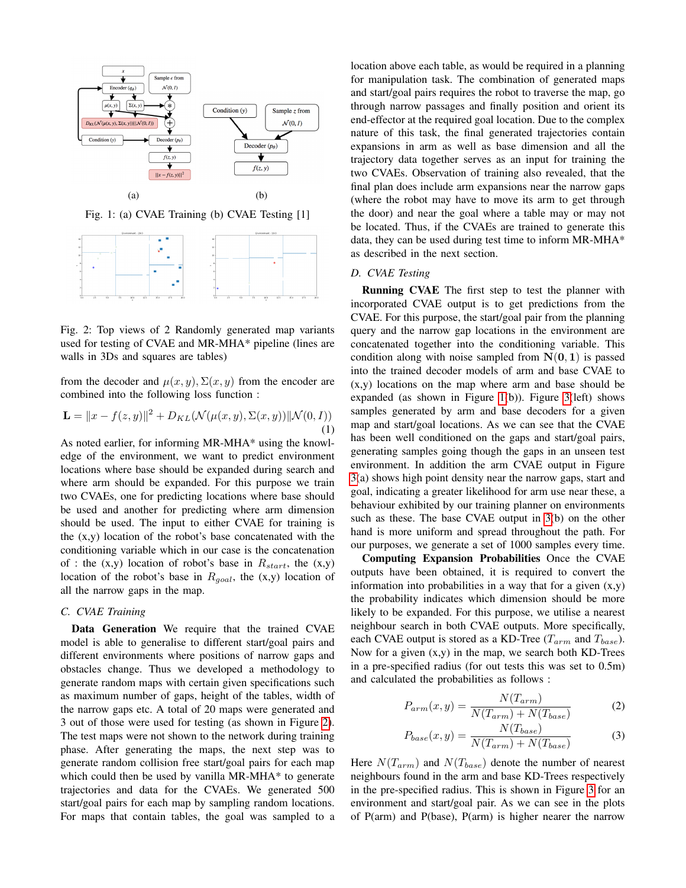Fig. 1: (a) CVAE Training (b) CVAE Testing [1]

Fig. 2: Top views of 2 Randomly generated map variants used for testing of CVAE and MR-MHA* pipeline (lines are walls in 3Ds and squares are tables)

from the decoder and $\mu(x, y), \Sigma(x, y)$ from the encoder are combined into the following loss function :

$$\mathbf{L} = \|x - f(z, y)\|^2 + D_{KL}(\mathcal{N}(\mu(x, y), \Sigma(x, y)) \| \mathcal{N}(0, I)) \quad (1)$$

As noted earlier, for informing MR-MHA* using the knowledge of the environment, we want to predict environment locations where base should be expanded during search and where arm should be expanded. For this purpose we train two CVAEs, one for predicting locations where base should be used and another for predicting where arm dimension should be used. The input to either CVAE for training is the (x,y) location of the robot's base concatenated with the conditioning variable which in our case is the concatenation of : the (x,y) location of robot's base in $R_{start}$, the (x,y) location of the robot's base in $R_{goal}$, the (x,y) location of all the narrow gaps in the map.

### C. CVAE Training

**Data Generation** We require that the trained CVAE model is able to generalise to different start/goal pairs and different environments where positions of narrow gaps and obstacles change. Thus we developed a methodology to generate random maps with certain given specifications such as maximum number of gaps, height of the tables, width of the narrow gaps etc. A total of 20 maps were generated and 3 out of those were used for testing (as shown in Figure 2). The test maps were not shown to the network during training phase. After generating the maps, the next step was to generate random collision free start/goal pairs for each map which could then be used by vanilla MR-MHA* to generate trajectories and data for the CVAEs. We generated 500 start/goal pairs for each map by sampling random locations. For maps that contain tables, the goal was sampled to a location above each table, as would be required in a planning for manipulation task. The combination of generated maps and start/goal pairs requires the robot to traverse the map, go through narrow passages and finally position and orient its end-effector at the required goal location. Due to the complex nature of this task, the final generated trajectories contain expansions in arm as well as base dimension and all the trajectory data together serves as an input for training the two CVAEs. Observation of training also revealed, that the final plan does include arm expansions near the narrow gaps (where the robot may have to move its arm to get through the door) and near the goal where a table may or may not be located. Thus, if the CVAEs are trained to generate this data, they can be used during test time to inform MR-MHA* as described in the next section.

### D. CVAE Testing

**Running CVAE** The first step to test the planner with incorporated CVAE output is to get predictions from the CVAE. For this purpose, the start/goal pair from the planning query and the narrow gap locations in the environment are concatenated together into the conditioning variable. This condition along with noise sampled from $\mathbf{N}(\mathbf{0}, \mathbf{1})$ is passed into the trained decoder models of arm and base CVAE to (x,y) locations on the map where arm and base should be expanded (as shown in Figure 1(b)). Figure 3(left) shows samples generated by arm and base decoders for a given map and start/goal locations. As we can see that the CVAE has been well conditioned on the gaps and start/goal pairs, generating samples going though the gaps in an unseen test environment. In addition the arm CVAE output in Figure 3(a) shows high point density near the narrow gaps, start and goal, indicating a greater likelihood for arm use near these, a behaviour exhibited by our training planner on environments such as these. The base CVAE output in 3(b) on the other hand is more uniform and spread throughout the path. For our purposes, we generate a set of 1000 samples every time.

**Computing Expansion Probabilities** Once the CVAE outputs have been obtained, it is required to convert the information into probabilities in a way that for a given (x,y) the probability indicates which dimension should be more likely to be expanded. For this purpose, we utilise a nearest neighbour search in both CVAE outputs. More specifically, each CVAE output is stored as a KD-Tree ($T_{arm}$ and $T_{base}$). Now for a given (x,y) in the map, we search both KD-Trees in a pre-specified radius (for out tests this was set to 0.5m) and calculated the probabilities as follows :

$$P_{arm}(x, y) = \frac{N(T_{arm})}{N(T_{arm}) + N(T_{base})} \quad (2)$$

$$P_{base}(x, y) = \frac{N(T_{base})}{N(T_{arm}) + N(T_{base})} \quad (3)$$

Here $N(T_{arm})$ and $N(T_{base})$ denote the number of nearest neighbours found in the arm and base KD-Trees respectively in the pre-specified radius. This is shown in Figure 3 for an environment and start/goal pair. As we can see in the plots of P(arm) and P(base), P(arm) is higher nearer the narrow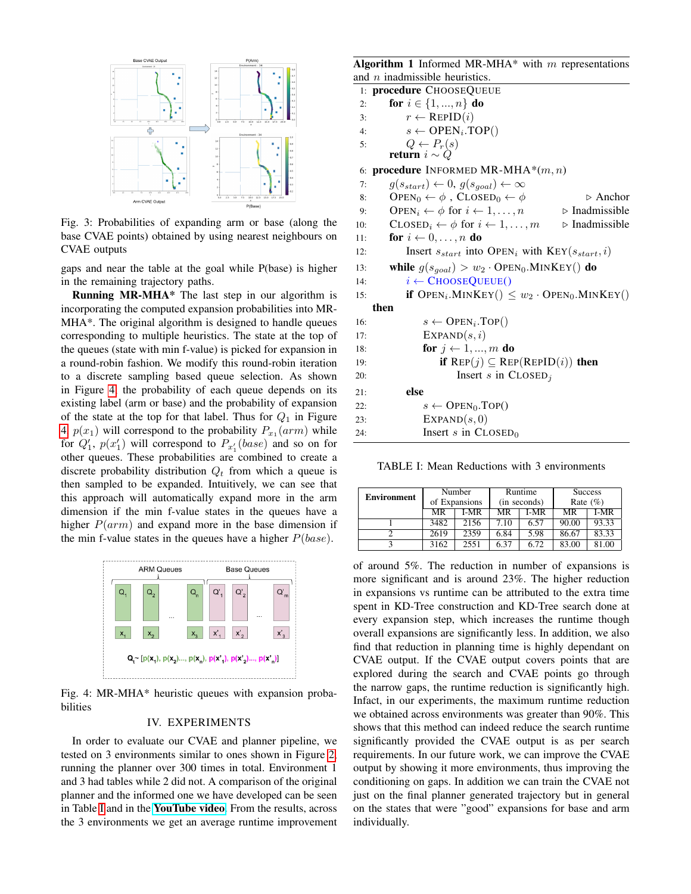Fig. 3: Probabilities of expanding arm or base (along the base CVAE points) obtained by using nearest neighbours on CVAE outputs

gaps and near the table at the goal while P(base) is higher in the remaining trajectory paths.

**Running MR-MHA*** The last step in our algorithm is incorporating the computed expansion probabilities into MR-MHA*. The original algorithm is designed to handle queues corresponding to multiple heuristics. The state at the top of the queues (state with min f-value) is picked for expansion in a round-robin fashion. We modify this round-robin iteration to a discrete sampling based queue selection. As shown in Figure 4 the probability of each queue depends on its existing label (arm or base) and the probability of expansion of the state at the top for that label. Thus for $Q_1$ in Figure 4 $p(x_1)$ will correspond to the probability $P_{x_1}(arm)$ while for $Q'_1$, $p(x'_1)$ will correspond to $P_{x'_1}(base)$ and so on for other queues. These probabilities are combined to create a discrete probability distribution $Q_t$ from which a queue is then sampled to be expanded. Intuitively, we can see that this approach will automatically expand more in the arm dimension if the min f-value states in the queues have a higher $P(arm)$ and expand more in the base dimension if the min f-value states in the queues have a higher $P(base)$.

Fig. 4: MR-MHA* heuristic queues with expansion probabilities

## IV. EXPERIMENTS

In order to evaluate our CVAE and planner pipeline, we tested on 3 environments similar to ones shown in Figure 2, running the planner over 300 times in total. Environment 1 and 3 had tables while 2 did not. A comparison of the original planner and the informed one we have developed can be seen in Table I and in the **YouTube video**. From the results, across the 3 environments we get an average runtime improvement

**Algorithm 1** Informed MR-MHA* with $m$ representations and $n$ inadmissible heuristics.

```
1:  procedure ChooseQueue
2:      for i ∈ {1, ..., n} do
3:          r ← Repid(i)
4:          s ← OPEN_i.TOP()
5:          Q ← P_r(s)
        return i ~ Q
6:  procedure Informed MR-MHA*(m, n)
7:      g(s_start) ← 0, g(s_goal) ← ∞
8:      OPEN_0 ← φ , CLOSED_0 ← φ                    ▷ Anchor
9:      OPEN_i ← φ for i ← 1, . . . , n               ▷ Inadmissible
10:     CLOSED_i ← φ for i ← 1, . . . , m             ▷ Inadmissible
11:     for i ← 0, . . . , n do
12:         Insert s_start into OPEN_i with Key(s_start, i)
13:     while g(s_goal) > w_2 · OPEN_0.MinKey() do
14:         i ← ChooseQueue()
15:         if OPEN_i.MinKey() ≤ w_2 · OPEN_0.MinKey() then
16:             s ← OPEN_i.Top()
17:             Expand(s, i)
18:             for j ← 1, ..., m do
19:                 if Rep(j) ⊆ Rep(Repid(i)) then
20:                     Insert s in CLOSED_j
21:         else
22:             s ← OPEN_0.Top()
23:             Expand(s, 0)
24:             Insert s in CLOSED_0
```

TABLE I: Mean Reductions with 3 environments

| Environment | Number of Expansions | | Runtime (in seconds) | | Success Rate (%) | |
|---|---|---|---|---|---|---|
| | MR | I-MR | MR | I-MR | MR | I-MR |
| 1 | 3482 | 2156 | 7.10 | 6.57 | 90.00 | 93.33 |
| 2 | 2619 | 2359 | 6.84 | 5.98 | 86.67 | 83.33 |
| 3 | 3162 | 2551 | 6.37 | 6.72 | 83.00 | 81.00 |

of around 5%. The reduction in number of expansions is more significant and is around 23%. The higher reduction in expansions vs runtime can be attributed to the extra time spent in KD-Tree construction and KD-Tree search done at every expansion step, which increases the runtime though overall expansions are significantly less. In addition, we also find that reduction in planning time is highly dependant on CVAE output. If the CVAE output covers points that are explored during the search and CVAE points go through the narrow gaps, the runtime reduction is significantly high. Infact, in our experiments, the maximum runtime reduction we obtained across environments was greater than 90%. This shows that this method can indeed reduce the search runtime significantly provided the CVAE output is as per search requirements. In our future work, we can improve the CVAE output by showing it more environments, thus improving the conditioning on gaps. In addition we can train the CVAE not just on the final planner generated trajectory but in general on the states that were "good" expansions for base and arm individually.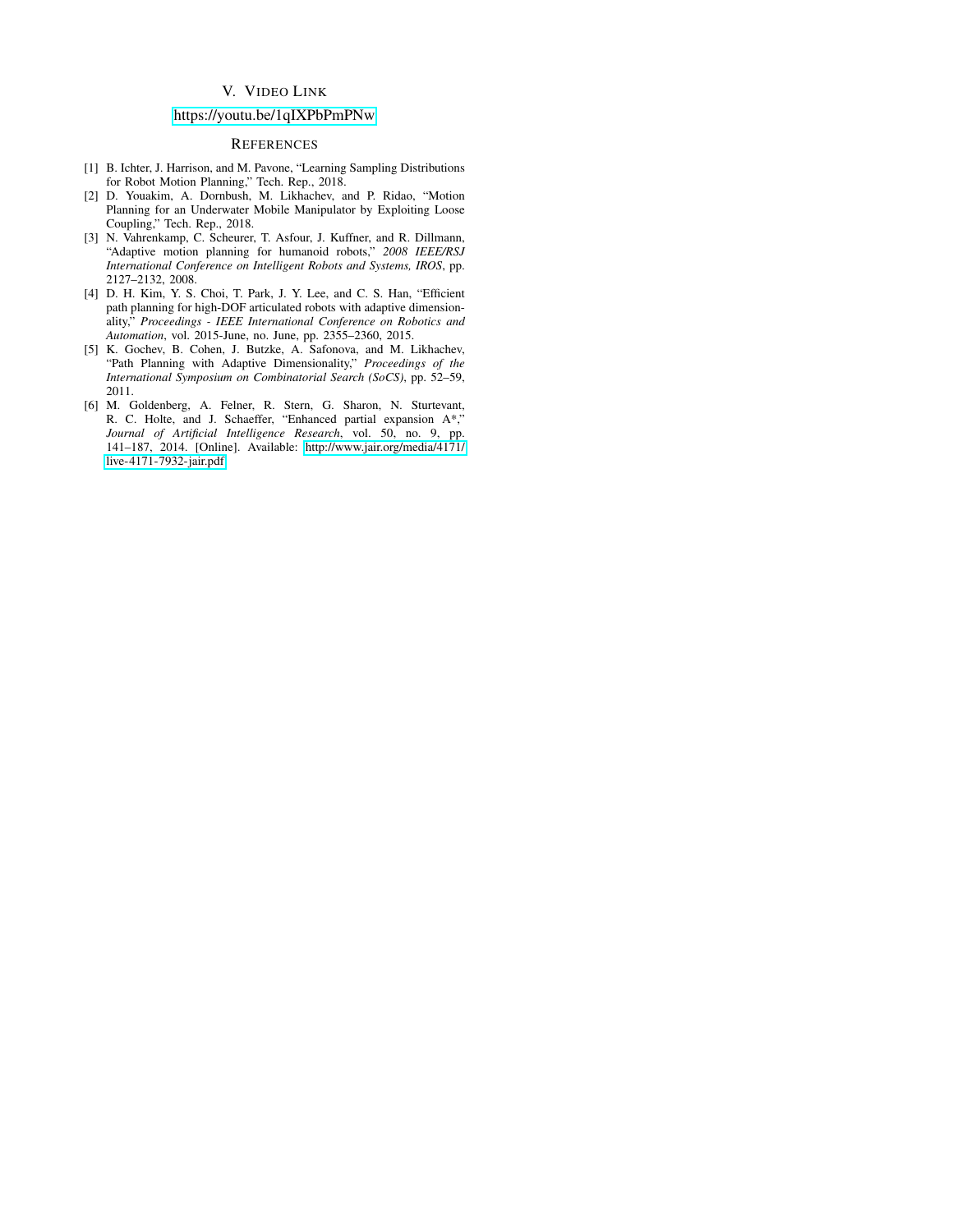## V. Video Link

https://youtu.be/1qIXPbPmPNw

## References

[1] B. Ichter, J. Harrison, and M. Pavone, "Learning Sampling Distributions for Robot Motion Planning," Tech. Rep., 2018.

[2] D. Youakim, A. Dornbush, M. Likhachev, and P. Ridao, "Motion Planning for an Underwater Mobile Manipulator by Exploiting Loose Coupling," Tech. Rep., 2018.

[3] N. Vahrenkamp, C. Scheurer, T. Asfour, J. Kuffner, and R. Dillmann, "Adaptive motion planning for humanoid robots," *2008 IEEE/RSJ International Conference on Intelligent Robots and Systems, IROS*, pp. 2127–2132, 2008.

[4] D. H. Kim, Y. S. Choi, T. Park, J. Y. Lee, and C. S. Han, "Efficient path planning for high-DOF articulated robots with adaptive dimensionality," *Proceedings - IEEE International Conference on Robotics and Automation*, vol. 2015-June, no. June, pp. 2355–2360, 2015.

[5] K. Gochev, B. Cohen, J. Butzke, A. Safonova, and M. Likhachev, "Path Planning with Adaptive Dimensionality," *Proceedings of the International Symposium on Combinatorial Search (SoCS)*, pp. 52–59, 2011.

[6] M. Goldenberg, A. Felner, R. Stern, G. Sharon, N. Sturtevant, R. C. Holte, and J. Schaeffer, "Enhanced partial expansion A*," *Journal of Artificial Intelligence Research*, vol. 50, no. 9, pp. 141–187, 2014. [Online]. Available: http://www.jair.org/media/4171/live-4171-7932-jair.pdf